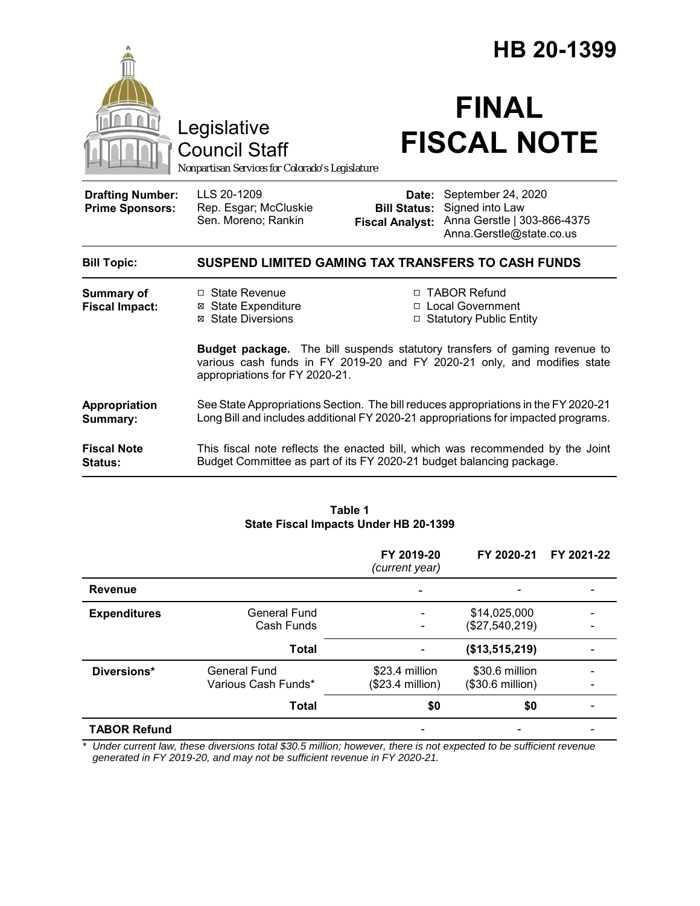# HB 20-1399

Legislative Council Staff

*Nonpartisan Services for Colorado's Legislature*

# FINAL FISCAL NOTE

| | | | |
|---|---|---|---|
| **Drafting Number:** | LLS 20-1209 | **Date:** | September 24, 2020 |
| **Prime Sponsors:** | Rep. Esgar; McCluskie<br>Sen. Moreno; Rankin | **Bill Status:** | Signed into Law |
| | | **Fiscal Analyst:** | Anna Gerstle \| 303-866-4375<br>Anna.Gerstle@state.co.us |

**Bill Topic:** **SUSPEND LIMITED GAMING TAX TRANSFERS TO CASH FUNDS**

**Summary of Fiscal Impact:**

- ☐ State Revenue
- ☒ State Expenditure
- ☒ State Diversions
- ☐ TABOR Refund
- ☐ Local Government
- ☐ Statutory Public Entity

**Budget package.** The bill suspends statutory transfers of gaming revenue to various cash funds in FY 2019-20 and FY 2020-21 only, and modifies state appropriations for FY 2020-21.

**Appropriation Summary:** See State Appropriations Section. The bill reduces appropriations in the FY 2020-21 Long Bill and includes additional FY 2020-21 appropriations for impacted programs.

**Fiscal Note Status:** This fiscal note reflects the enacted bill, which was recommended by the Joint Budget Committee as part of its FY 2020-21 budget balancing package.

**Table 1**
**State Fiscal Impacts Under HB 20-1399**

| | | FY 2019-20 *(current year)* | FY 2020-21 | FY 2021-22 |
|---|---|---|---|---|
| **Revenue** | | - | - | - |
| **Expenditures** | General Fund | - | $14,025,000 | - |
| | Cash Funds | - | ($27,540,219) | - |
| | **Total** | - | **($13,515,219)** | - |
| **Diversions*** | General Fund | $23.4 million | $30.6 million | - |
| | Various Cash Funds* | ($23.4 million) | ($30.6 million) | - |
| | **Total** | **$0** | **$0** | - |
| **TABOR Refund** | | - | - | - |

\* *Under current law, these diversions total $30.5 million; however, there is not expected to be sufficient revenue generated in FY 2019-20, and may not be sufficient revenue in FY 2020-21.*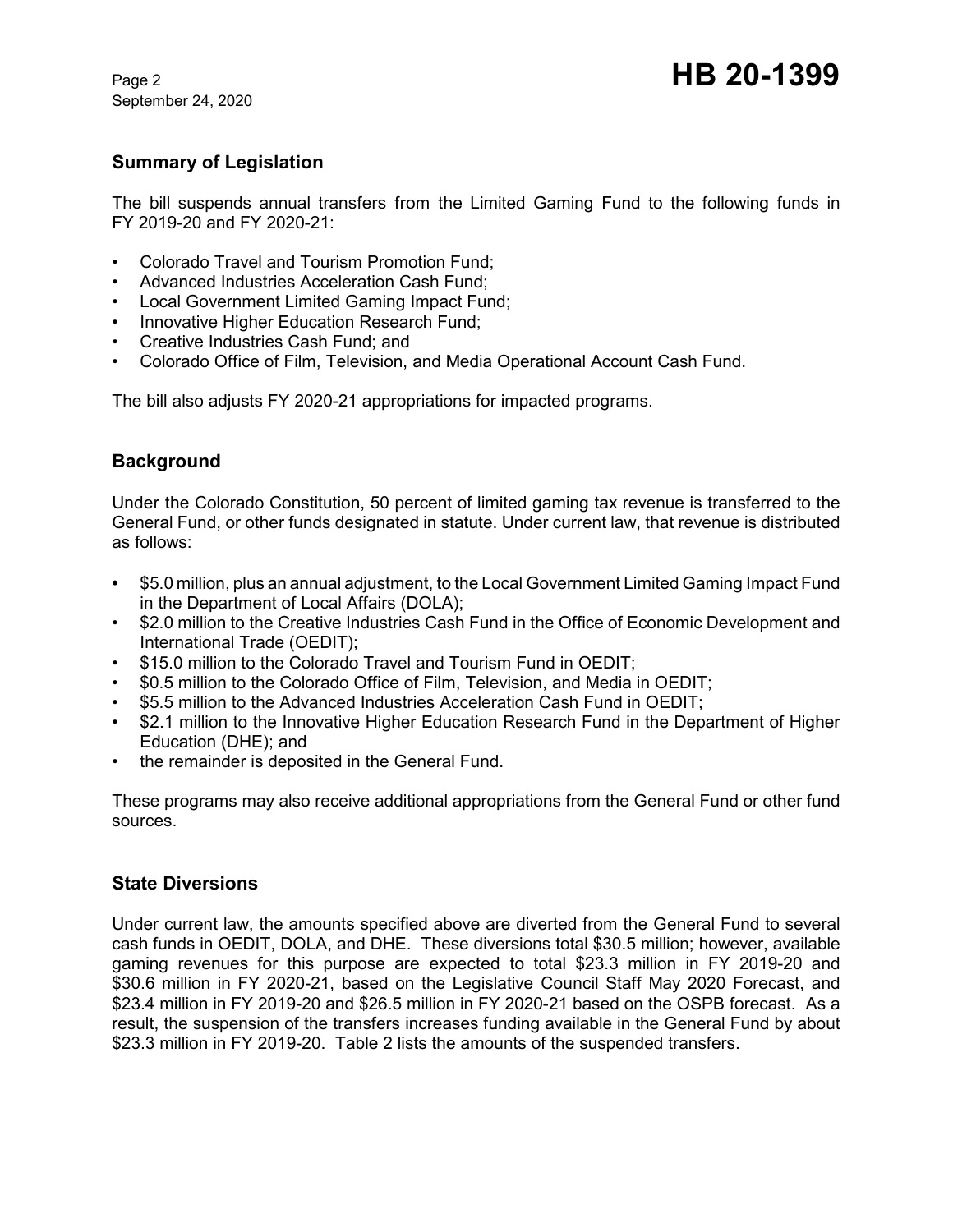## Summary of Legislation

The bill suspends annual transfers from the Limited Gaming Fund to the following funds in FY 2019-20 and FY 2020-21:

- Colorado Travel and Tourism Promotion Fund;
- Advanced Industries Acceleration Cash Fund;
- Local Government Limited Gaming Impact Fund;
- Innovative Higher Education Research Fund;
- Creative Industries Cash Fund; and
- Colorado Office of Film, Television, and Media Operational Account Cash Fund.

The bill also adjusts FY 2020-21 appropriations for impacted programs.

## Background

Under the Colorado Constitution, 50 percent of limited gaming tax revenue is transferred to the General Fund, or other funds designated in statute. Under current law, that revenue is distributed as follows:

- $5.0 million, plus an annual adjustment, to the Local Government Limited Gaming Impact Fund in the Department of Local Affairs (DOLA);
- $2.0 million to the Creative Industries Cash Fund in the Office of Economic Development and International Trade (OEDIT);
- $15.0 million to the Colorado Travel and Tourism Fund in OEDIT;
- $0.5 million to the Colorado Office of Film, Television, and Media in OEDIT;
- $5.5 million to the Advanced Industries Acceleration Cash Fund in OEDIT;
- $2.1 million to the Innovative Higher Education Research Fund in the Department of Higher Education (DHE); and
- the remainder is deposited in the General Fund.

These programs may also receive additional appropriations from the General Fund or other fund sources.

## State Diversions

Under current law, the amounts specified above are diverted from the General Fund to several cash funds in OEDIT, DOLA, and DHE. These diversions total $30.5 million; however, available gaming revenues for this purpose are expected to total $23.3 million in FY 2019-20 and $30.6 million in FY 2020-21, based on the Legislative Council Staff May 2020 Forecast, and $23.4 million in FY 2019-20 and $26.5 million in FY 2020-21 based on the OSPB forecast. As a result, the suspension of the transfers increases funding available in the General Fund by about $23.3 million in FY 2019-20. Table 2 lists the amounts of the suspended transfers.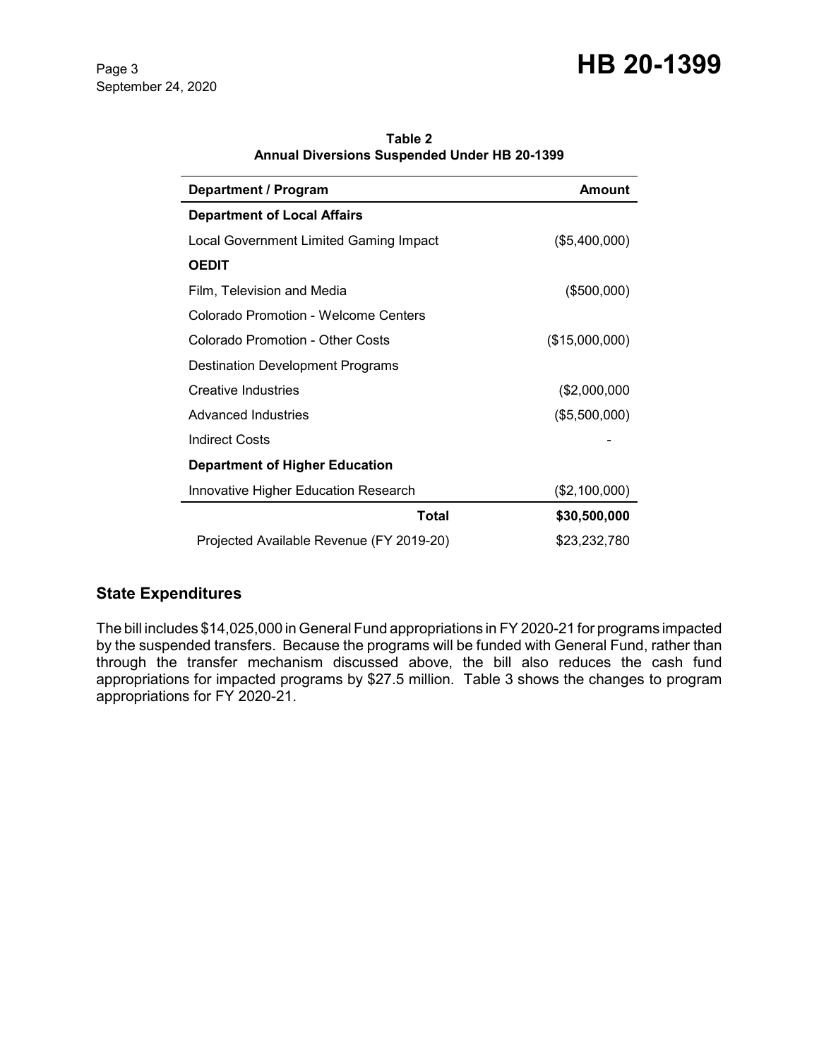**Table 2**
**Annual Diversions Suspended Under HB 20-1399**

| Department / Program | Amount |
|---|---:|
| **Department of Local Affairs** | |
| Local Government Limited Gaming Impact | ($5,400,000) |
| **OEDIT** | |
| Film, Television and Media | ($500,000) |
| Colorado Promotion - Welcome Centers | |
| Colorado Promotion - Other Costs | ($15,000,000) |
| Destination Development Programs | |
| Creative Industries | ($2,000,000 |
| Advanced Industries | ($5,500,000) |
| Indirect Costs | - |
| **Department of Higher Education** | |
| Innovative Higher Education Research | ($2,100,000) |
| **Total** | **$30,500,000** |
| Projected Available Revenue (FY 2019-20) | $23,232,780 |

## State Expenditures

The bill includes $14,025,000 in General Fund appropriations in FY 2020-21 for programs impacted by the suspended transfers. Because the programs will be funded with General Fund, rather than through the transfer mechanism discussed above, the bill also reduces the cash fund appropriations for impacted programs by $27.5 million. Table 3 shows the changes to program appropriations for FY 2020-21.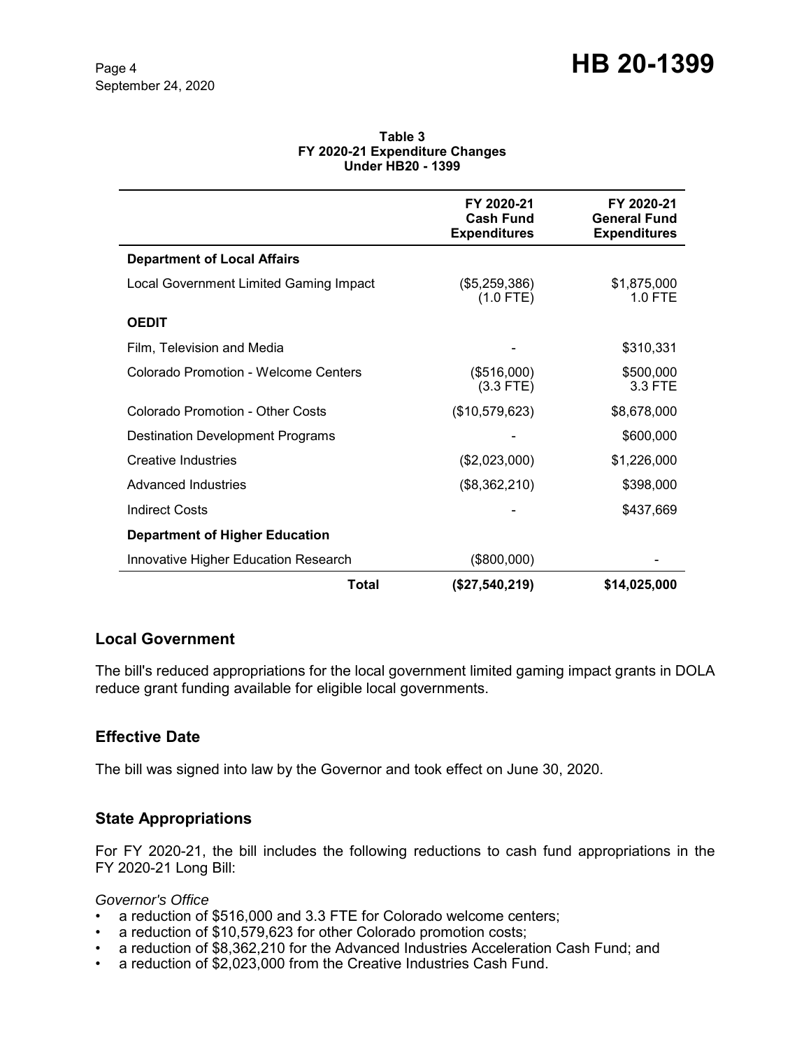**Table 3**
**FY 2020-21 Expenditure Changes**
**Under HB20 - 1399**

| | FY 2020-21 Cash Fund Expenditures | FY 2020-21 General Fund Expenditures |
|---|---|---|
| **Department of Local Affairs** | | |
| Local Government Limited Gaming Impact | ($5,259,386) (1.0 FTE) | $1,875,000 1.0 FTE |
| **OEDIT** | | |
| Film, Television and Media | - | $310,331 |
| Colorado Promotion - Welcome Centers | ($516,000) (3.3 FTE) | $500,000 3.3 FTE |
| Colorado Promotion - Other Costs | ($10,579,623) | $8,678,000 |
| Destination Development Programs | - | $600,000 |
| Creative Industries | ($2,023,000) | $1,226,000 |
| Advanced Industries | ($8,362,210) | $398,000 |
| Indirect Costs | - | $437,669 |
| **Department of Higher Education** | | |
| Innovative Higher Education Research | ($800,000) | - |
| **Total** | **($27,540,219)** | **$14,025,000** |

## Local Government

The bill's reduced appropriations for the local government limited gaming impact grants in DOLA reduce grant funding available for eligible local governments.

## Effective Date

The bill was signed into law by the Governor and took effect on June 30, 2020.

## State Appropriations

For FY 2020-21, the bill includes the following reductions to cash fund appropriations in the FY 2020-21 Long Bill:

*Governor's Office*

- a reduction of $516,000 and 3.3 FTE for Colorado welcome centers;
- a reduction of $10,579,623 for other Colorado promotion costs;
- a reduction of $8,362,210 for the Advanced Industries Acceleration Cash Fund; and
- a reduction of $2,023,000 from the Creative Industries Cash Fund.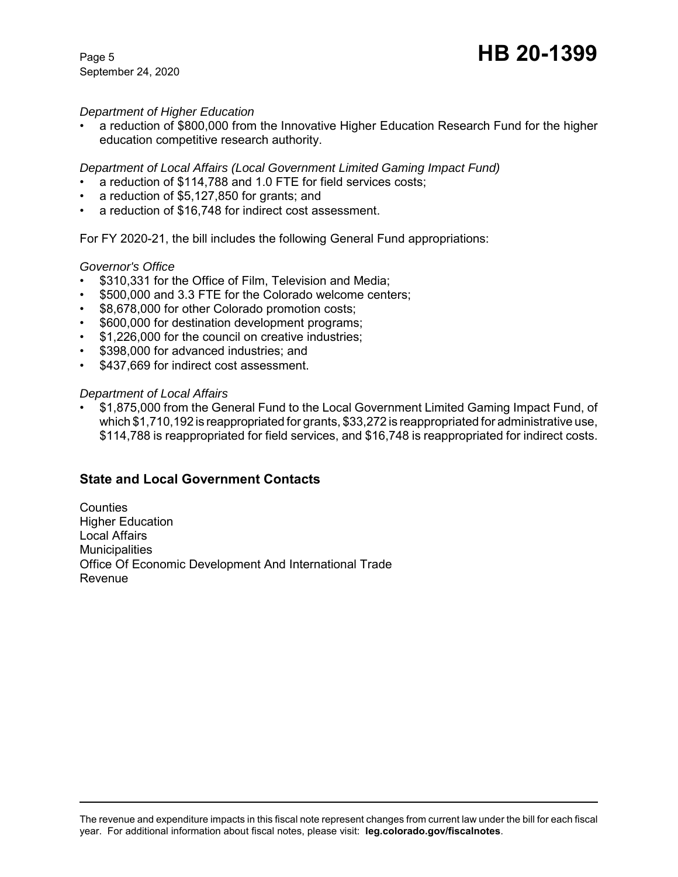*Department of Higher Education*

- a reduction of $800,000 from the Innovative Higher Education Research Fund for the higher education competitive research authority.

*Department of Local Affairs (Local Government Limited Gaming Impact Fund)*

- a reduction of $114,788 and 1.0 FTE for field services costs;
- a reduction of $5,127,850 for grants; and
- a reduction of $16,748 for indirect cost assessment.

For FY 2020-21, the bill includes the following General Fund appropriations:

*Governor's Office*

- $310,331 for the Office of Film, Television and Media;
- $500,000 and 3.3 FTE for the Colorado welcome centers;
- $8,678,000 for other Colorado promotion costs;
- $600,000 for destination development programs;
- $1,226,000 for the council on creative industries;
- $398,000 for advanced industries; and
- $437,669 for indirect cost assessment.

*Department of Local Affairs*

- $1,875,000 from the General Fund to the Local Government Limited Gaming Impact Fund, of which $1,710,192 is reappropriated for grants, $33,272 is reappropriated for administrative use, $114,788 is reappropriated for field services, and $16,748 is reappropriated for indirect costs.

## State and Local Government Contacts

Counties
Higher Education
Local Affairs
Municipalities
Office Of Economic Development And International Trade
Revenue

The revenue and expenditure impacts in this fiscal note represent changes from current law under the bill for each fiscal year. For additional information about fiscal notes, please visit: **leg.colorado.gov/fiscalnotes**.